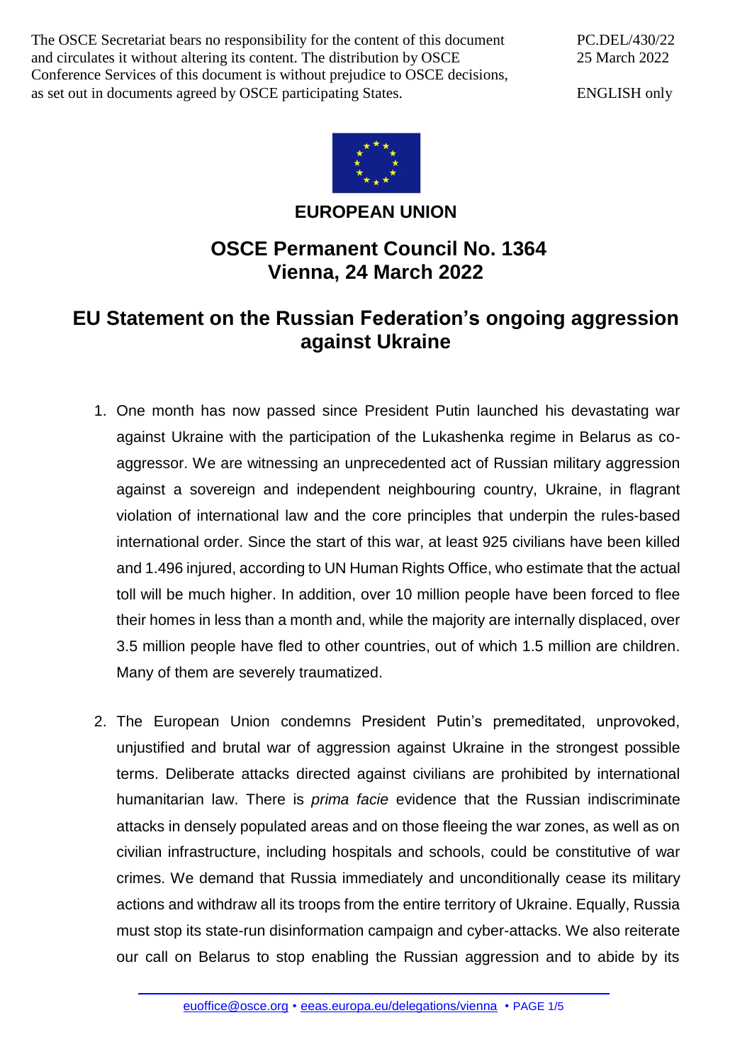The OSCE Secretariat bears no responsibility for the content of this document and circulates it without altering its content. The distribution by OSCE Conference Services of this document is without prejudice to OSCE decisions, as set out in documents agreed by OSCE participating States.

PC.DEL/430/22
25 March 2022

ENGLISH only

**EUROPEAN UNION**

# OSCE Permanent Council No. 1364
# Vienna, 24 March 2022

## EU Statement on the Russian Federation's ongoing aggression against Ukraine

1. One month has now passed since President Putin launched his devastating war against Ukraine with the participation of the Lukashenka regime in Belarus as co-aggressor. We are witnessing an unprecedented act of Russian military aggression against a sovereign and independent neighbouring country, Ukraine, in flagrant violation of international law and the core principles that underpin the rules-based international order. Since the start of this war, at least 925 civilians have been killed and 1.496 injured, according to UN Human Rights Office, who estimate that the actual toll will be much higher. In addition, over 10 million people have been forced to flee their homes in less than a month and, while the majority are internally displaced, over 3.5 million people have fled to other countries, out of which 1.5 million are children. Many of them are severely traumatized.

2. The European Union condemns President Putin's premeditated, unprovoked, unjustified and brutal war of aggression against Ukraine in the strongest possible terms. Deliberate attacks directed against civilians are prohibited by international humanitarian law. There is *prima facie* evidence that the Russian indiscriminate attacks in densely populated areas and on those fleeing the war zones, as well as on civilian infrastructure, including hospitals and schools, could be constitutive of war crimes. We demand that Russia immediately and unconditionally cease its military actions and withdraw all its troops from the entire territory of Ukraine. Equally, Russia must stop its state-run disinformation campaign and cyber-attacks. We also reiterate our call on Belarus to stop enabling the Russian aggression and to abide by its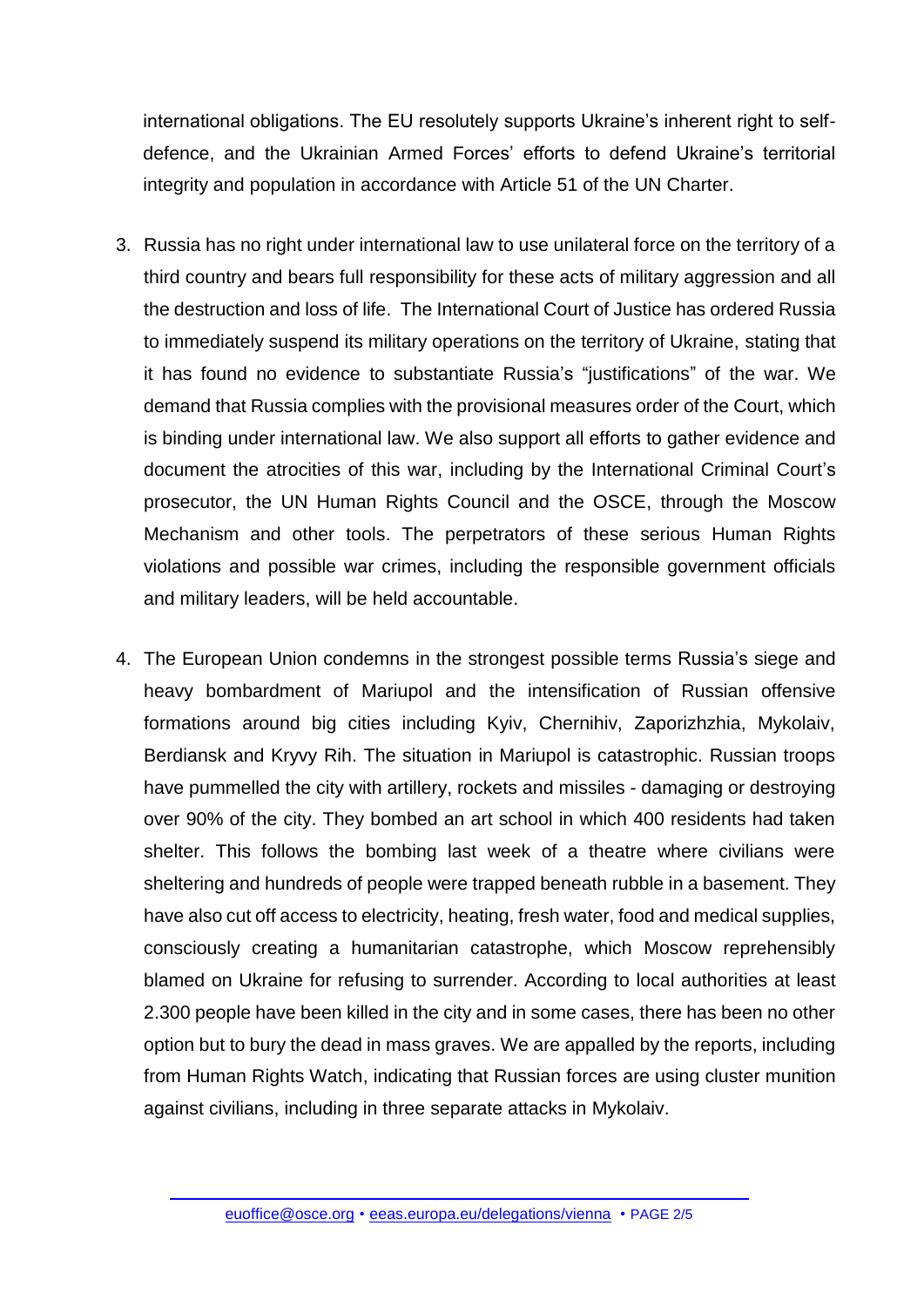international obligations. The EU resolutely supports Ukraine's inherent right to self-defence, and the Ukrainian Armed Forces' efforts to defend Ukraine's territorial integrity and population in accordance with Article 51 of the UN Charter.

3. Russia has no right under international law to use unilateral force on the territory of a third country and bears full responsibility for these acts of military aggression and all the destruction and loss of life. The International Court of Justice has ordered Russia to immediately suspend its military operations on the territory of Ukraine, stating that it has found no evidence to substantiate Russia's "justifications" of the war. We demand that Russia complies with the provisional measures order of the Court, which is binding under international law. We also support all efforts to gather evidence and document the atrocities of this war, including by the International Criminal Court's prosecutor, the UN Human Rights Council and the OSCE, through the Moscow Mechanism and other tools. The perpetrators of these serious Human Rights violations and possible war crimes, including the responsible government officials and military leaders, will be held accountable.

4. The European Union condemns in the strongest possible terms Russia's siege and heavy bombardment of Mariupol and the intensification of Russian offensive formations around big cities including Kyiv, Chernihiv, Zaporizhzhia, Mykolaiv, Berdiansk and Kryvy Rih. The situation in Mariupol is catastrophic. Russian troops have pummelled the city with artillery, rockets and missiles - damaging or destroying over 90% of the city. They bombed an art school in which 400 residents had taken shelter. This follows the bombing last week of a theatre where civilians were sheltering and hundreds of people were trapped beneath rubble in a basement. They have also cut off access to electricity, heating, fresh water, food and medical supplies, consciously creating a humanitarian catastrophe, which Moscow reprehensibly blamed on Ukraine for refusing to surrender. According to local authorities at least 2.300 people have been killed in the city and in some cases, there has been no other option but to bury the dead in mass graves. We are appalled by the reports, including from Human Rights Watch, indicating that Russian forces are using cluster munition against civilians, including in three separate attacks in Mykolaiv.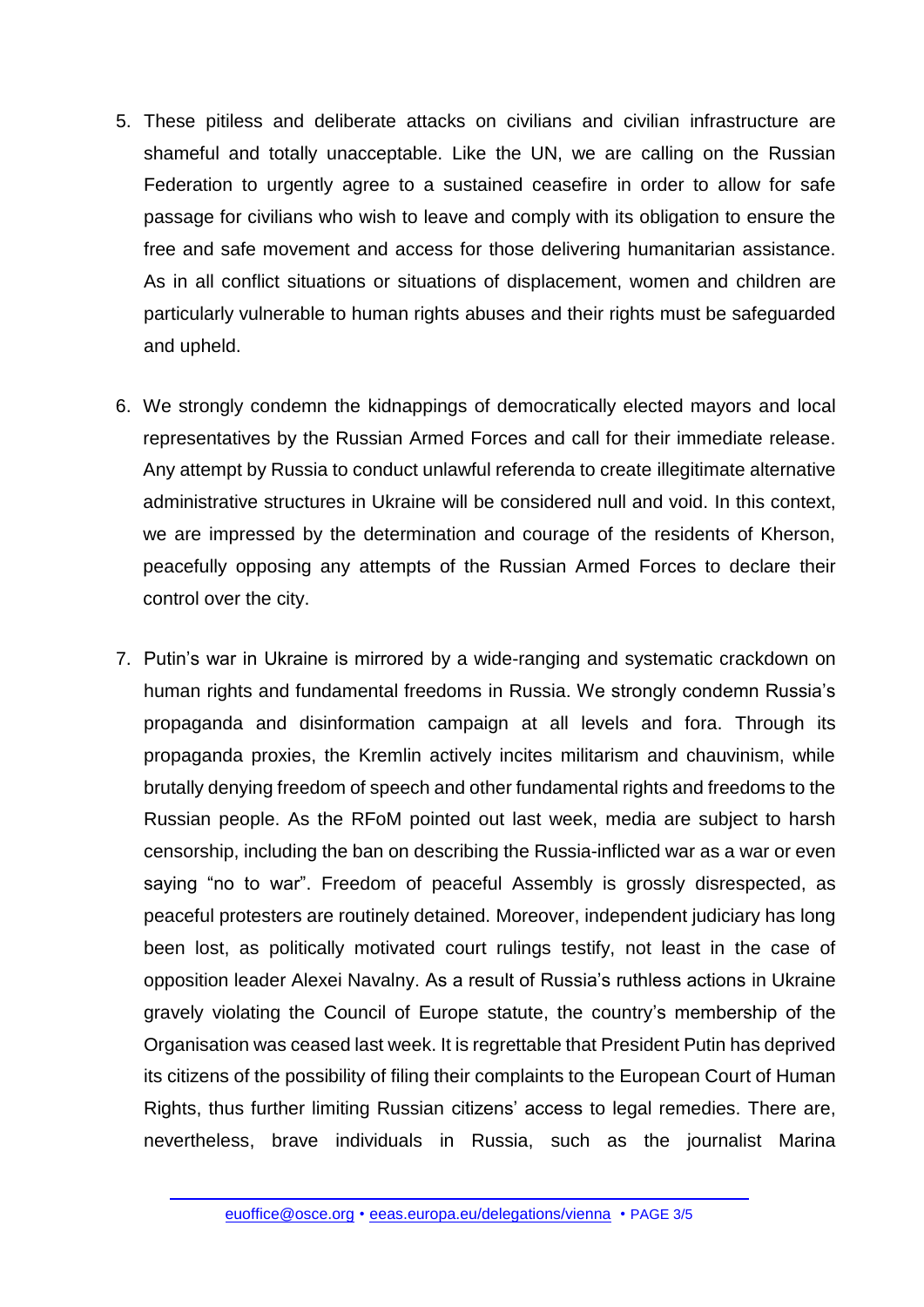5. These pitiless and deliberate attacks on civilians and civilian infrastructure are shameful and totally unacceptable. Like the UN, we are calling on the Russian Federation to urgently agree to a sustained ceasefire in order to allow for safe passage for civilians who wish to leave and comply with its obligation to ensure the free and safe movement and access for those delivering humanitarian assistance. As in all conflict situations or situations of displacement, women and children are particularly vulnerable to human rights abuses and their rights must be safeguarded and upheld.

6. We strongly condemn the kidnappings of democratically elected mayors and local representatives by the Russian Armed Forces and call for their immediate release. Any attempt by Russia to conduct unlawful referenda to create illegitimate alternative administrative structures in Ukraine will be considered null and void. In this context, we are impressed by the determination and courage of the residents of Kherson, peacefully opposing any attempts of the Russian Armed Forces to declare their control over the city.

7. Putin's war in Ukraine is mirrored by a wide-ranging and systematic crackdown on human rights and fundamental freedoms in Russia. We strongly condemn Russia's propaganda and disinformation campaign at all levels and fora. Through its propaganda proxies, the Kremlin actively incites militarism and chauvinism, while brutally denying freedom of speech and other fundamental rights and freedoms to the Russian people. As the RFoM pointed out last week, media are subject to harsh censorship, including the ban on describing the Russia-inflicted war as a war or even saying "no to war". Freedom of peaceful Assembly is grossly disrespected, as peaceful protesters are routinely detained. Moreover, independent judiciary has long been lost, as politically motivated court rulings testify, not least in the case of opposition leader Alexei Navalny. As a result of Russia's ruthless actions in Ukraine gravely violating the Council of Europe statute, the country's membership of the Organisation was ceased last week. It is regrettable that President Putin has deprived its citizens of the possibility of filing their complaints to the European Court of Human Rights, thus further limiting Russian citizens' access to legal remedies. There are, nevertheless, brave individuals in Russia, such as the journalist Marina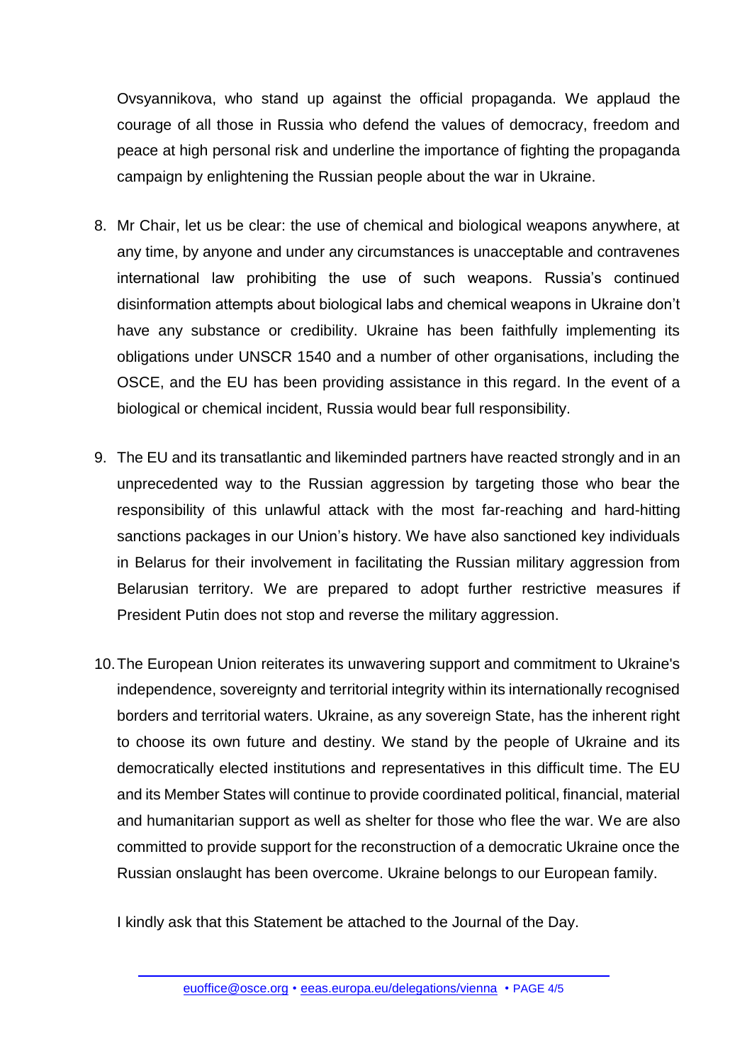Ovsyannikova, who stand up against the official propaganda. We applaud the courage of all those in Russia who defend the values of democracy, freedom and peace at high personal risk and underline the importance of fighting the propaganda campaign by enlightening the Russian people about the war in Ukraine.

8. Mr Chair, let us be clear: the use of chemical and biological weapons anywhere, at any time, by anyone and under any circumstances is unacceptable and contravenes international law prohibiting the use of such weapons. Russia's continued disinformation attempts about biological labs and chemical weapons in Ukraine don't have any substance or credibility. Ukraine has been faithfully implementing its obligations under UNSCR 1540 and a number of other organisations, including the OSCE, and the EU has been providing assistance in this regard. In the event of a biological or chemical incident, Russia would bear full responsibility.

9. The EU and its transatlantic and likeminded partners have reacted strongly and in an unprecedented way to the Russian aggression by targeting those who bear the responsibility of this unlawful attack with the most far-reaching and hard-hitting sanctions packages in our Union's history. We have also sanctioned key individuals in Belarus for their involvement in facilitating the Russian military aggression from Belarusian territory. We are prepared to adopt further restrictive measures if President Putin does not stop and reverse the military aggression.

10. The European Union reiterates its unwavering support and commitment to Ukraine's independence, sovereignty and territorial integrity within its internationally recognised borders and territorial waters. Ukraine, as any sovereign State, has the inherent right to choose its own future and destiny. We stand by the people of Ukraine and its democratically elected institutions and representatives in this difficult time. The EU and its Member States will continue to provide coordinated political, financial, material and humanitarian support as well as shelter for those who flee the war. We are also committed to provide support for the reconstruction of a democratic Ukraine once the Russian onslaught has been overcome. Ukraine belongs to our European family.

I kindly ask that this Statement be attached to the Journal of the Day.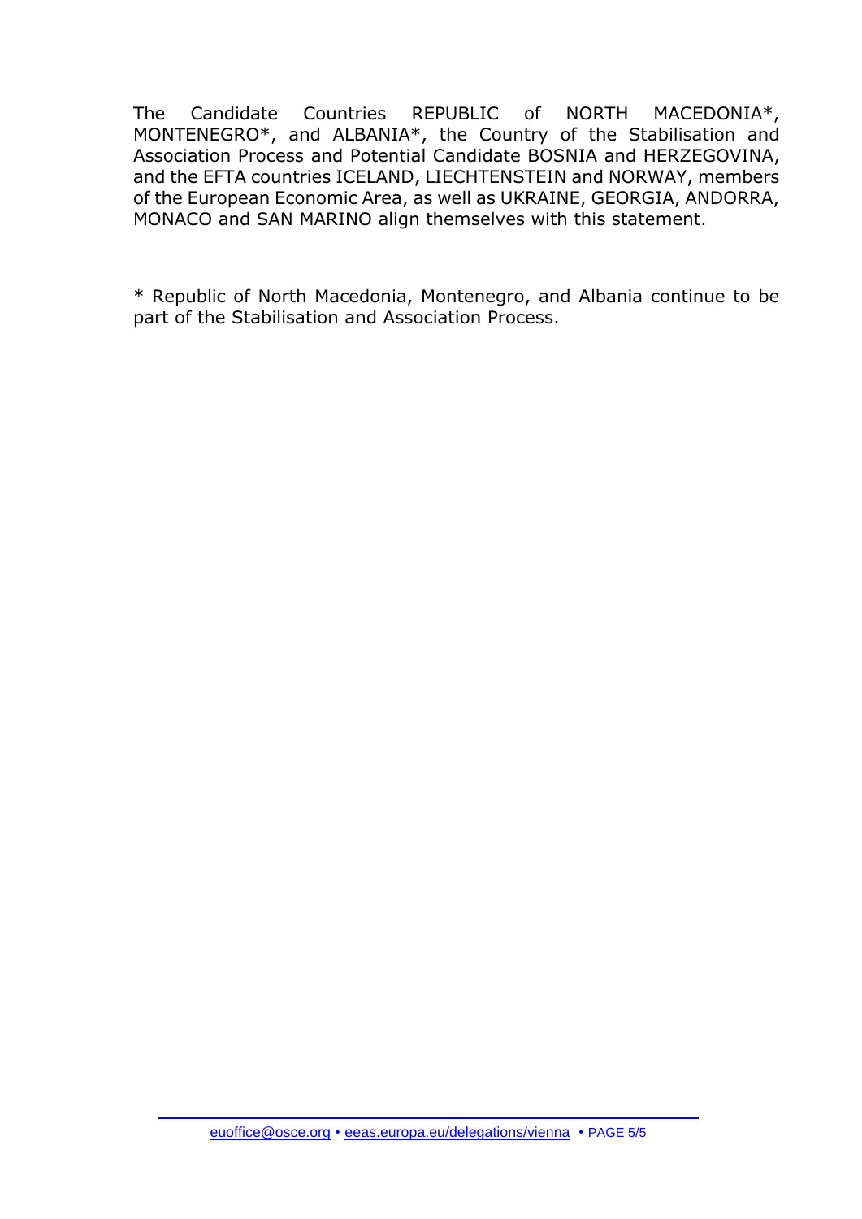The Candidate Countries REPUBLIC of NORTH MACEDONIA*, MONTENEGRO*, and ALBANIA*, the Country of the Stabilisation and Association Process and Potential Candidate BOSNIA and HERZEGOVINA, and the EFTA countries ICELAND, LIECHTENSTEIN and NORWAY, members of the European Economic Area, as well as UKRAINE, GEORGIA, ANDORRA, MONACO and SAN MARINO align themselves with this statement.

* Republic of North Macedonia, Montenegro, and Albania continue to be part of the Stabilisation and Association Process.